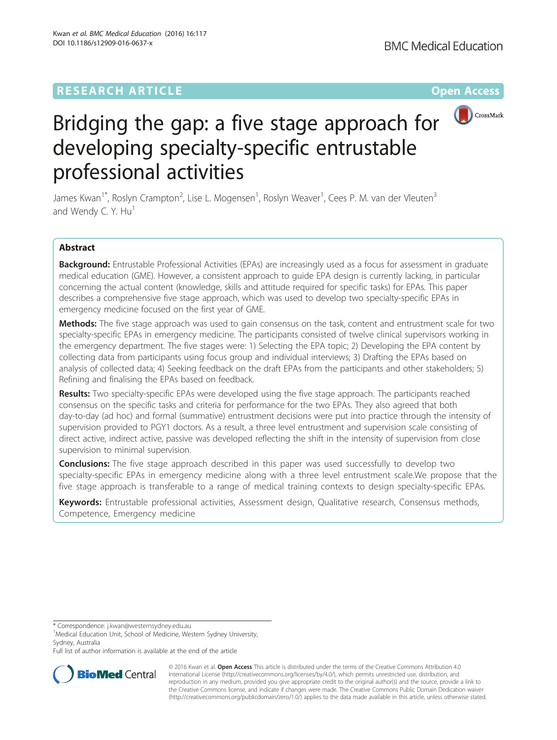RESEARCH ARTICLE

Open Access

# Bridging the gap: a five stage approach for developing specialty-specific entrustable professional activities

James Kwan[1*], Roslyn Crampton[2], Lise L. Mogensen[1], Roslyn Weaver[1], Cees P. M. van der Vleuten[3] and Wendy C. Y. Hu[1]

## Abstract

**Background:** Entrustable Professional Activities (EPAs) are increasingly used as a focus for assessment in graduate medical education (GME). However, a consistent approach to guide EPA design is currently lacking, in particular concerning the actual content (knowledge, skills and attitude required for specific tasks) for EPAs. This paper describes a comprehensive five stage approach, which was used to develop two specialty-specific EPAs in emergency medicine focused on the first year of GME.

**Methods:** The five stage approach was used to gain consensus on the task, content and entrustment scale for two specialty-specific EPAs in emergency medicine. The participants consisted of twelve clinical supervisors working in the emergency department. The five stages were: 1) Selecting the EPA topic; 2) Developing the EPA content by collecting data from participants using focus group and individual interviews; 3) Drafting the EPAs based on analysis of collected data; 4) Seeking feedback on the draft EPAs from the participants and other stakeholders; 5) Refining and finalising the EPAs based on feedback.

**Results:** Two specialty-specific EPAs were developed using the five stage approach. The participants reached consensus on the specific tasks and criteria for performance for the two EPAs. They also agreed that both day-to-day (ad hoc) and formal (summative) entrustment decisions were put into practice through the intensity of supervision provided to PGY1 doctors. As a result, a three level entrustment and supervision scale consisting of direct active, indirect active, passive was developed reflecting the shift in the intensity of supervision from close supervision to minimal supervision.

**Conclusions:** The five stage approach described in this paper was used successfully to develop two specialty-specific EPAs in emergency medicine along with a three level entrustment scale.We propose that the five stage approach is transferable to a range of medical training contexts to design specialty-specific EPAs.

**Keywords:** Entrustable professional activities, Assessment design, Qualitative research, Consensus methods, Competence, Emergency medicine

* Correspondence: j.kwan@westernsydney.edu.au

[1]Medical Education Unit, School of Medicine, Western Sydney University, Sydney, Australia

Full list of author information is available at the end of the article

© 2016 Kwan et al. **Open Access** This article is distributed under the terms of the Creative Commons Attribution 4.0 International License (http://creativecommons.org/licenses/by/4.0/), which permits unrestricted use, distribution, and reproduction in any medium, provided you give appropriate credit to the original author(s) and the source, provide a link to the Creative Commons license, and indicate if changes were made. The Creative Commons Public Domain Dedication waiver (http://creativecommons.org/publicdomain/zero/1.0/) applies to the data made available in this article, unless otherwise stated.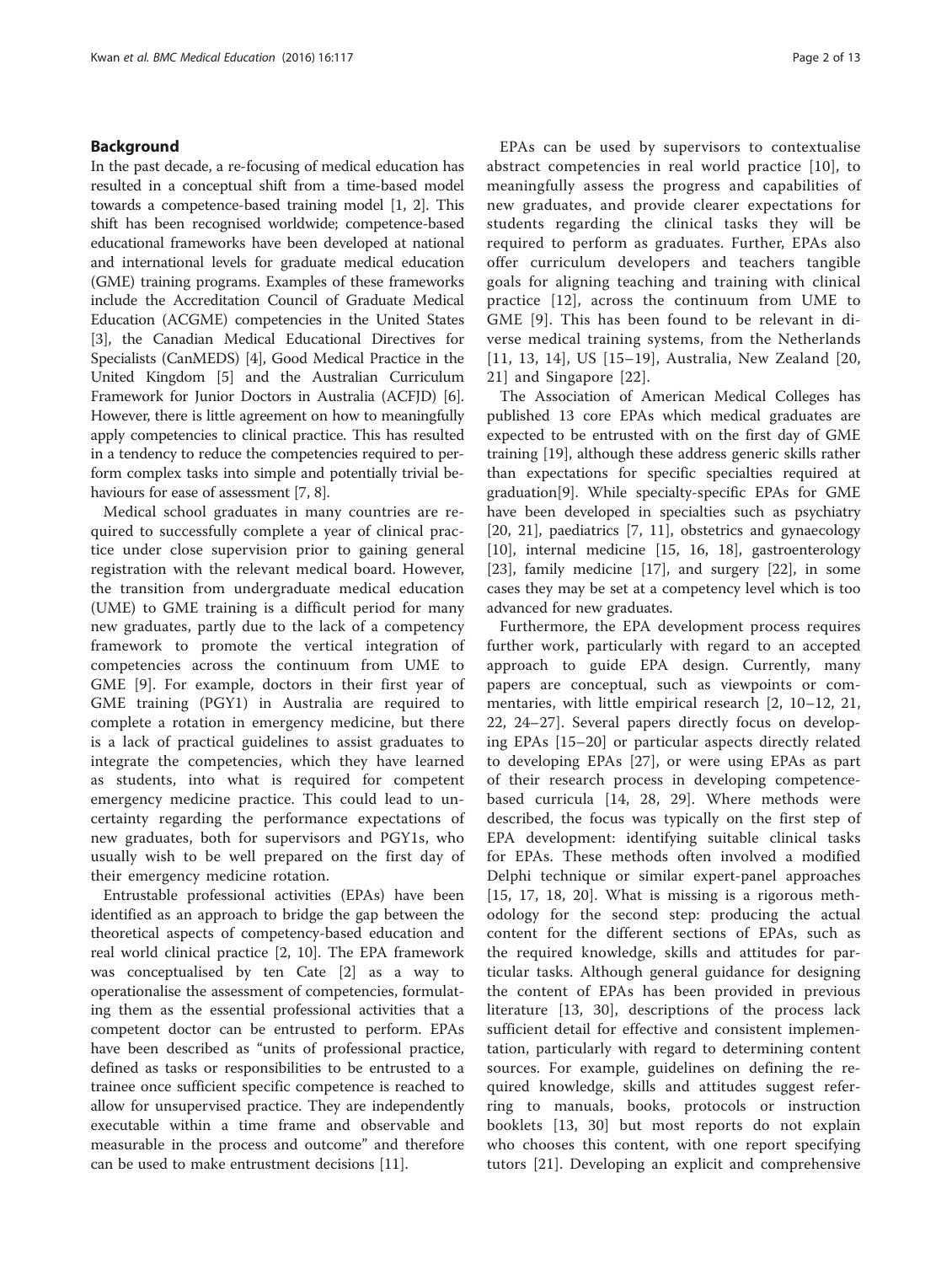## Background

In the past decade, a re-focusing of medical education has resulted in a conceptual shift from a time-based model towards a competence-based training model [1, 2]. This shift has been recognised worldwide; competence-based educational frameworks have been developed at national and international levels for graduate medical education (GME) training programs. Examples of these frameworks include the Accreditation Council of Graduate Medical Education (ACGME) competencies in the United States [3], the Canadian Medical Educational Directives for Specialists (CanMEDS) [4], Good Medical Practice in the United Kingdom [5] and the Australian Curriculum Framework for Junior Doctors in Australia (ACFJD) [6]. However, there is little agreement on how to meaningfully apply competencies to clinical practice. This has resulted in a tendency to reduce the competencies required to perform complex tasks into simple and potentially trivial behaviours for ease of assessment [7, 8].

Medical school graduates in many countries are required to successfully complete a year of clinical practice under close supervision prior to gaining general registration with the relevant medical board. However, the transition from undergraduate medical education (UME) to GME training is a difficult period for many new graduates, partly due to the lack of a competency framework to promote the vertical integration of competencies across the continuum from UME to GME [9]. For example, doctors in their first year of GME training (PGY1) in Australia are required to complete a rotation in emergency medicine, but there is a lack of practical guidelines to assist graduates to integrate the competencies, which they have learned as students, into what is required for competent emergency medicine practice. This could lead to uncertainty regarding the performance expectations of new graduates, both for supervisors and PGY1s, who usually wish to be well prepared on the first day of their emergency medicine rotation.

Entrustable professional activities (EPAs) have been identified as an approach to bridge the gap between the theoretical aspects of competency-based education and real world clinical practice [2, 10]. The EPA framework was conceptualised by ten Cate [2] as a way to operationalise the assessment of competencies, formulating them as the essential professional activities that a competent doctor can be entrusted to perform. EPAs have been described as "units of professional practice, defined as tasks or responsibilities to be entrusted to a trainee once sufficient specific competence is reached to allow for unsupervised practice. They are independently executable within a time frame and observable and measurable in the process and outcome" and therefore can be used to make entrustment decisions [11].

EPAs can be used by supervisors to contextualise abstract competencies in real world practice [10], to meaningfully assess the progress and capabilities of new graduates, and provide clearer expectations for students regarding the clinical tasks they will be required to perform as graduates. Further, EPAs also offer curriculum developers and teachers tangible goals for aligning teaching and training with clinical practice [12], across the continuum from UME to GME [9]. This has been found to be relevant in diverse medical training systems, from the Netherlands [11, 13, 14], US [15–19], Australia, New Zealand [20, 21] and Singapore [22].

The Association of American Medical Colleges has published 13 core EPAs which medical graduates are expected to be entrusted with on the first day of GME training [19], although these address generic skills rather than expectations for specific specialties required at graduation[9]. While specialty-specific EPAs for GME have been developed in specialties such as psychiatry [20, 21], paediatrics [7, 11], obstetrics and gynaecology [10], internal medicine [15, 16, 18], gastroenterology [23], family medicine [17], and surgery [22], in some cases they may be set at a competency level which is too advanced for new graduates.

Furthermore, the EPA development process requires further work, particularly with regard to an accepted approach to guide EPA design. Currently, many papers are conceptual, such as viewpoints or commentaries, with little empirical research [2, 10–12, 21, 22, 24–27]. Several papers directly focus on developing EPAs [15–20] or particular aspects directly related to developing EPAs [27], or were using EPAs as part of their research process in developing competence-based curricula [14, 28, 29]. Where methods were described, the focus was typically on the first step of EPA development: identifying suitable clinical tasks for EPAs. These methods often involved a modified Delphi technique or similar expert-panel approaches [15, 17, 18, 20]. What is missing is a rigorous methodology for the second step: producing the actual content for the different sections of EPAs, such as the required knowledge, skills and attitudes for particular tasks. Although general guidance for designing the content of EPAs has been provided in previous literature [13, 30], descriptions of the process lack sufficient detail for effective and consistent implementation, particularly with regard to determining content sources. For example, guidelines on defining the required knowledge, skills and attitudes suggest referring to manuals, books, protocols or instruction booklets [13, 30] but most reports do not explain who chooses this content, with one report specifying tutors [21]. Developing an explicit and comprehensive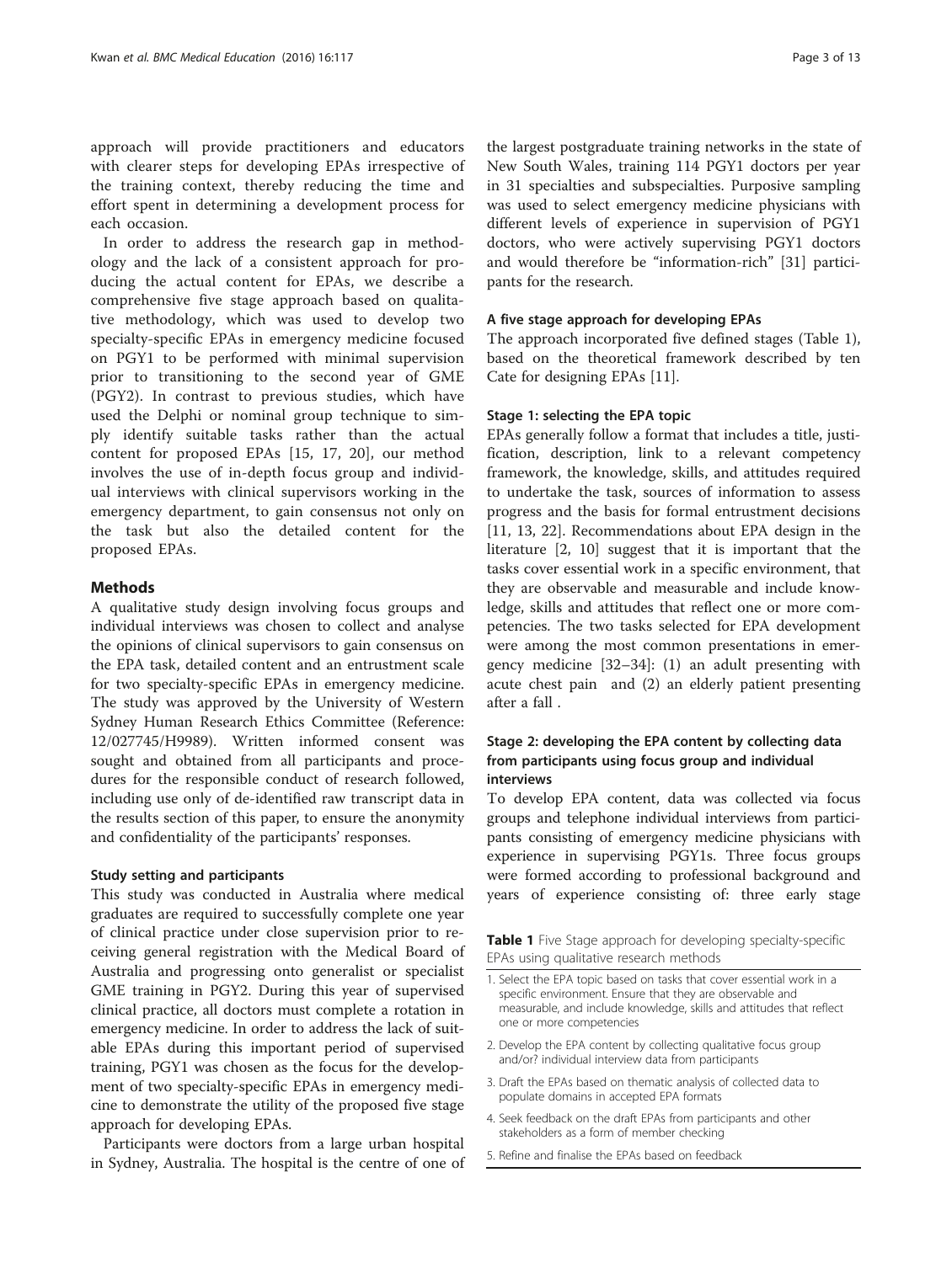approach will provide practitioners and educators with clearer steps for developing EPAs irrespective of the training context, thereby reducing the time and effort spent in determining a development process for each occasion.

In order to address the research gap in methodology and the lack of a consistent approach for producing the actual content for EPAs, we describe a comprehensive five stage approach based on qualitative methodology, which was used to develop two specialty-specific EPAs in emergency medicine focused on PGY1 to be performed with minimal supervision prior to transitioning to the second year of GME (PGY2). In contrast to previous studies, which have used the Delphi or nominal group technique to simply identify suitable tasks rather than the actual content for proposed EPAs [15, 17, 20], our method involves the use of in-depth focus group and individual interviews with clinical supervisors working in the emergency department, to gain consensus not only on the task but also the detailed content for the proposed EPAs.

## Methods

A qualitative study design involving focus groups and individual interviews was chosen to collect and analyse the opinions of clinical supervisors to gain consensus on the EPA task, detailed content and an entrustment scale for two specialty-specific EPAs in emergency medicine. The study was approved by the University of Western Sydney Human Research Ethics Committee (Reference: 12/027745/H9989). Written informed consent was sought and obtained from all participants and procedures for the responsible conduct of research followed, including use only of de-identified raw transcript data in the results section of this paper, to ensure the anonymity and confidentiality of the participants' responses.

### Study setting and participants

This study was conducted in Australia where medical graduates are required to successfully complete one year of clinical practice under close supervision prior to receiving general registration with the Medical Board of Australia and progressing onto generalist or specialist GME training in PGY2. During this year of supervised clinical practice, all doctors must complete a rotation in emergency medicine. In order to address the lack of suitable EPAs during this important period of supervised training, PGY1 was chosen as the focus for the development of two specialty-specific EPAs in emergency medicine to demonstrate the utility of the proposed five stage approach for developing EPAs.

Participants were doctors from a large urban hospital in Sydney, Australia. The hospital is the centre of one of the largest postgraduate training networks in the state of New South Wales, training 114 PGY1 doctors per year in 31 specialties and subspecialties. Purposive sampling was used to select emergency medicine physicians with different levels of experience in supervision of PGY1 doctors, who were actively supervising PGY1 doctors and would therefore be "information-rich" [31] participants for the research.

### A five stage approach for developing EPAs

The approach incorporated five defined stages (Table 1), based on the theoretical framework described by ten Cate for designing EPAs [11].

### Stage 1: selecting the EPA topic

EPAs generally follow a format that includes a title, justification, description, link to a relevant competency framework, the knowledge, skills, and attitudes required to undertake the task, sources of information to assess progress and the basis for formal entrustment decisions [11, 13, 22]. Recommendations about EPA design in the literature [2, 10] suggest that it is important that the tasks cover essential work in a specific environment, that they are observable and measurable and include knowledge, skills and attitudes that reflect one or more competencies. The two tasks selected for EPA development were among the most common presentations in emergency medicine [32–34]: (1) an adult presenting with acute chest pain and (2) an elderly patient presenting after a fall .

### Stage 2: developing the EPA content by collecting data from participants using focus group and individual interviews

To develop EPA content, data was collected via focus groups and telephone individual interviews from participants consisting of emergency medicine physicians with experience in supervising PGY1s. Three focus groups were formed according to professional background and years of experience consisting of: three early stage

**Table 1** Five Stage approach for developing specialty-specific EPAs using qualitative research methods

1. Select the EPA topic based on tasks that cover essential work in a specific environment. Ensure that they are observable and measurable, and include knowledge, skills and attitudes that reflect one or more competencies
2. Develop the EPA content by collecting qualitative focus group and/or? individual interview data from participants
3. Draft the EPAs based on thematic analysis of collected data to populate domains in accepted EPA formats
4. Seek feedback on the draft EPAs from participants and other stakeholders as a form of member checking
5. Refine and finalise the EPAs based on feedback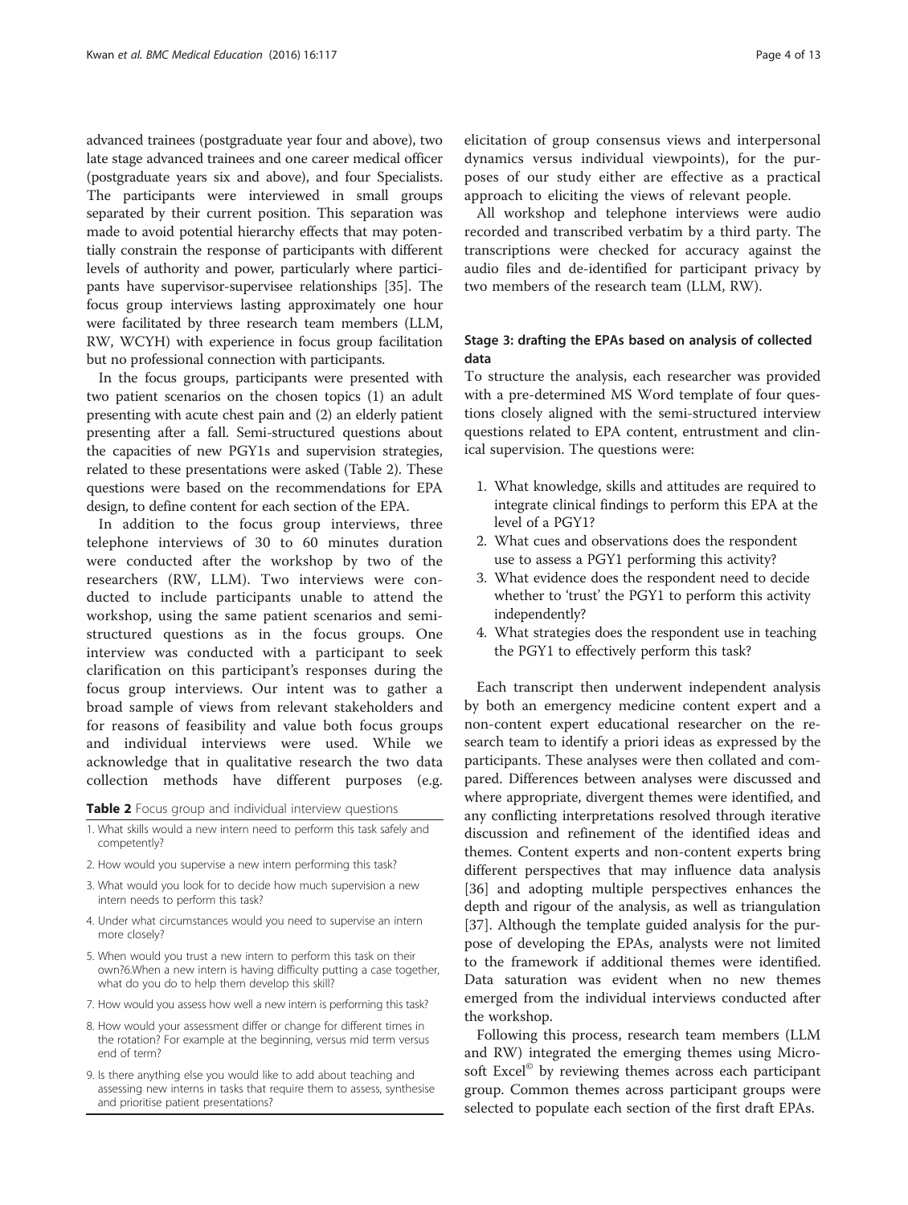advanced trainees (postgraduate year four and above), two late stage advanced trainees and one career medical officer (postgraduate years six and above), and four Specialists. The participants were interviewed in small groups separated by their current position. This separation was made to avoid potential hierarchy effects that may potentially constrain the response of participants with different levels of authority and power, particularly where participants have supervisor-supervisee relationships [35]. The focus group interviews lasting approximately one hour were facilitated by three research team members (LLM, RW, WCYH) with experience in focus group facilitation but no professional connection with participants.

In the focus groups, participants were presented with two patient scenarios on the chosen topics (1) an adult presenting with acute chest pain and (2) an elderly patient presenting after a fall. Semi-structured questions about the capacities of new PGY1s and supervision strategies, related to these presentations were asked (Table 2). These questions were based on the recommendations for EPA design, to define content for each section of the EPA.

In addition to the focus group interviews, three telephone interviews of 30 to 60 minutes duration were conducted after the workshop by two of the researchers (RW, LLM). Two interviews were conducted to include participants unable to attend the workshop, using the same patient scenarios and semi-structured questions as in the focus groups. One interview was conducted with a participant to seek clarification on this participant's responses during the focus group interviews. Our intent was to gather a broad sample of views from relevant stakeholders and for reasons of feasibility and value both focus groups and individual interviews were used. While we acknowledge that in qualitative research the two data collection methods have different purposes (e.g. elicitation of group consensus views and interpersonal dynamics versus individual viewpoints), for the purposes of our study either are effective as a practical approach to eliciting the views of relevant people.

**Table 2** Focus group and individual interview questions

| |
|---|
| 1. What skills would a new intern need to perform this task safely and competently? |
| 2. How would you supervise a new intern performing this task? |
| 3. What would you look for to decide how much supervision a new intern needs to perform this task? |
| 4. Under what circumstances would you need to supervise an intern more closely? |
| 5. When would you trust a new intern to perform this task on their own?6.When a new intern is having difficulty putting a case together, what do you do to help them develop this skill? |
| 7. How would you assess how well a new intern is performing this task? |
| 8. How would your assessment differ or change for different times in the rotation? For example at the beginning, versus mid term versus end of term? |
| 9. Is there anything else you would like to add about teaching and assessing new interns in tasks that require them to assess, synthesise and prioritise patient presentations? |

All workshop and telephone interviews were audio recorded and transcribed verbatim by a third party. The transcriptions were checked for accuracy against the audio files and de-identified for participant privacy by two members of the research team (LLM, RW).

### Stage 3: drafting the EPAs based on analysis of collected data

To structure the analysis, each researcher was provided with a pre-determined MS Word template of four questions closely aligned with the semi-structured interview questions related to EPA content, entrustment and clinical supervision. The questions were:

1. What knowledge, skills and attitudes are required to integrate clinical findings to perform this EPA at the level of a PGY1?
2. What cues and observations does the respondent use to assess a PGY1 performing this activity?
3. What evidence does the respondent need to decide whether to 'trust' the PGY1 to perform this activity independently?
4. What strategies does the respondent use in teaching the PGY1 to effectively perform this task?

Each transcript then underwent independent analysis by both an emergency medicine content expert and a non-content expert educational researcher on the research team to identify a priori ideas as expressed by the participants. These analyses were then collated and compared. Differences between analyses were discussed and where appropriate, divergent themes were identified, and any conflicting interpretations resolved through iterative discussion and refinement of the identified ideas and themes. Content experts and non-content experts bring different perspectives that may influence data analysis [36] and adopting multiple perspectives enhances the depth and rigour of the analysis, as well as triangulation [37]. Although the template guided analysis for the purpose of developing the EPAs, analysts were not limited to the framework if additional themes were identified. Data saturation was evident when no new themes emerged from the individual interviews conducted after the workshop.

Following this process, research team members (LLM and RW) integrated the emerging themes using Microsoft Excel© by reviewing themes across each participant group. Common themes across participant groups were selected to populate each section of the first draft EPAs.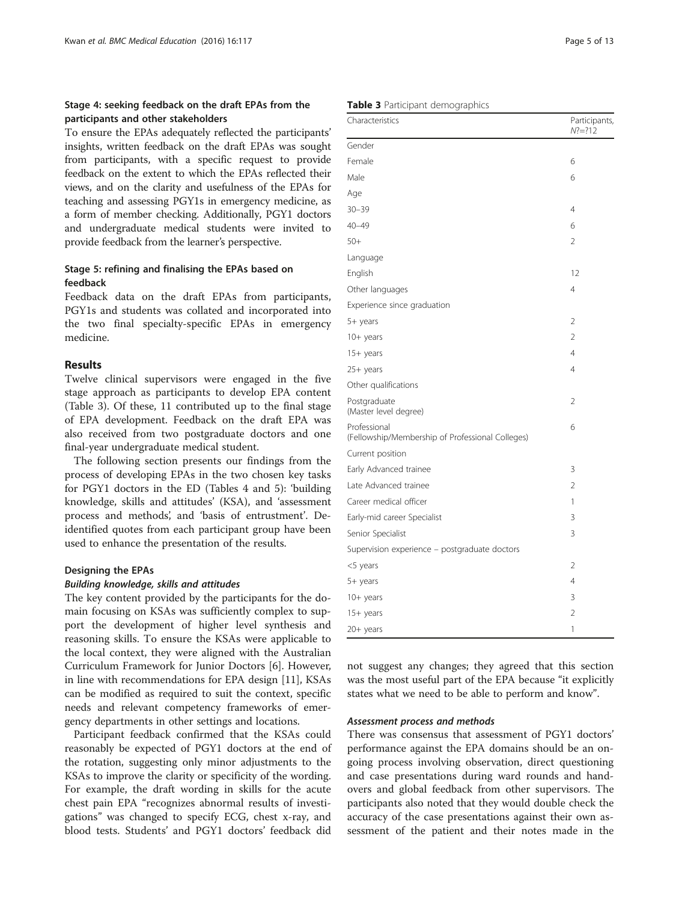### Stage 4: seeking feedback on the draft EPAs from the participants and other stakeholders

To ensure the EPAs adequately reflected the participants' insights, written feedback on the draft EPAs was sought from participants, with a specific request to provide feedback on the extent to which the EPAs reflected their views, and on the clarity and usefulness of the EPAs for teaching and assessing PGY1s in emergency medicine, as a form of member checking. Additionally, PGY1 doctors and undergraduate medical students were invited to provide feedback from the learner's perspective.

### Stage 5: refining and finalising the EPAs based on feedback

Feedback data on the draft EPAs from participants, PGY1s and students was collated and incorporated into the two final specialty-specific EPAs in emergency medicine.

## Results

Twelve clinical supervisors were engaged in the five stage approach as participants to develop EPA content (Table 3). Of these, 11 contributed up to the final stage of EPA development. Feedback on the draft EPA was also received from two postgraduate doctors and one final-year undergraduate medical student.

The following section presents our findings from the process of developing EPAs in the two chosen key tasks for PGY1 doctors in the ED (Tables 4 and 5): 'building knowledge, skills and attitudes' (KSA), and 'assessment process and methods', and 'basis of entrustment'. De-identified quotes from each participant group have been used to enhance the presentation of the results.

**Table 3** Participant demographics

| Characteristics | Participants, *N*?=?12 |
|---|---|
| Gender | |
| Female | 6 |
| Male | 6 |
| Age | |
| 30–39 | 4 |
| 40–49 | 6 |
| 50+ | 2 |
| Language | |
| English | 12 |
| Other languages | 4 |
| Experience since graduation | |
| 5+ years | 2 |
| 10+ years | 2 |
| 15+ years | 4 |
| 25+ years | 4 |
| Other qualifications | |
| Postgraduate (Master level degree) | 2 |
| Professional (Fellowship/Membership of Professional Colleges) | 6 |
| Current position | |
| Early Advanced trainee | 3 |
| Late Advanced trainee | 2 |
| Career medical officer | 1 |
| Early-mid career Specialist | 3 |
| Senior Specialist | 3 |
| Supervision experience – postgraduate doctors | |
| <5 years | 2 |
| 5+ years | 4 |
| 10+ years | 3 |
| 15+ years | 2 |
| 20+ years | 1 |

### Designing the EPAs

#### *Building knowledge, skills and attitudes*

The key content provided by the participants for the domain focusing on KSAs was sufficiently complex to support the development of higher level synthesis and reasoning skills. To ensure the KSAs were applicable to the local context, they were aligned with the Australian Curriculum Framework for Junior Doctors [6]. However, in line with recommendations for EPA design [11], KSAs can be modified as required to suit the context, specific needs and relevant competency frameworks of emergency departments in other settings and locations.

Participant feedback confirmed that the KSAs could reasonably be expected of PGY1 doctors at the end of the rotation, suggesting only minor adjustments to the KSAs to improve the clarity or specificity of the wording. For example, the draft wording in skills for the acute chest pain EPA "recognizes abnormal results of investigations" was changed to specify ECG, chest x-ray, and blood tests. Students' and PGY1 doctors' feedback did not suggest any changes; they agreed that this section was the most useful part of the EPA because "it explicitly states what we need to be able to perform and know".

#### *Assessment process and methods*

There was consensus that assessment of PGY1 doctors' performance against the EPA domains should be an ongoing process involving observation, direct questioning and case presentations during ward rounds and handovers and global feedback from other supervisors. The participants also noted that they would double check the accuracy of the case presentations against their own assessment of the patient and their notes made in the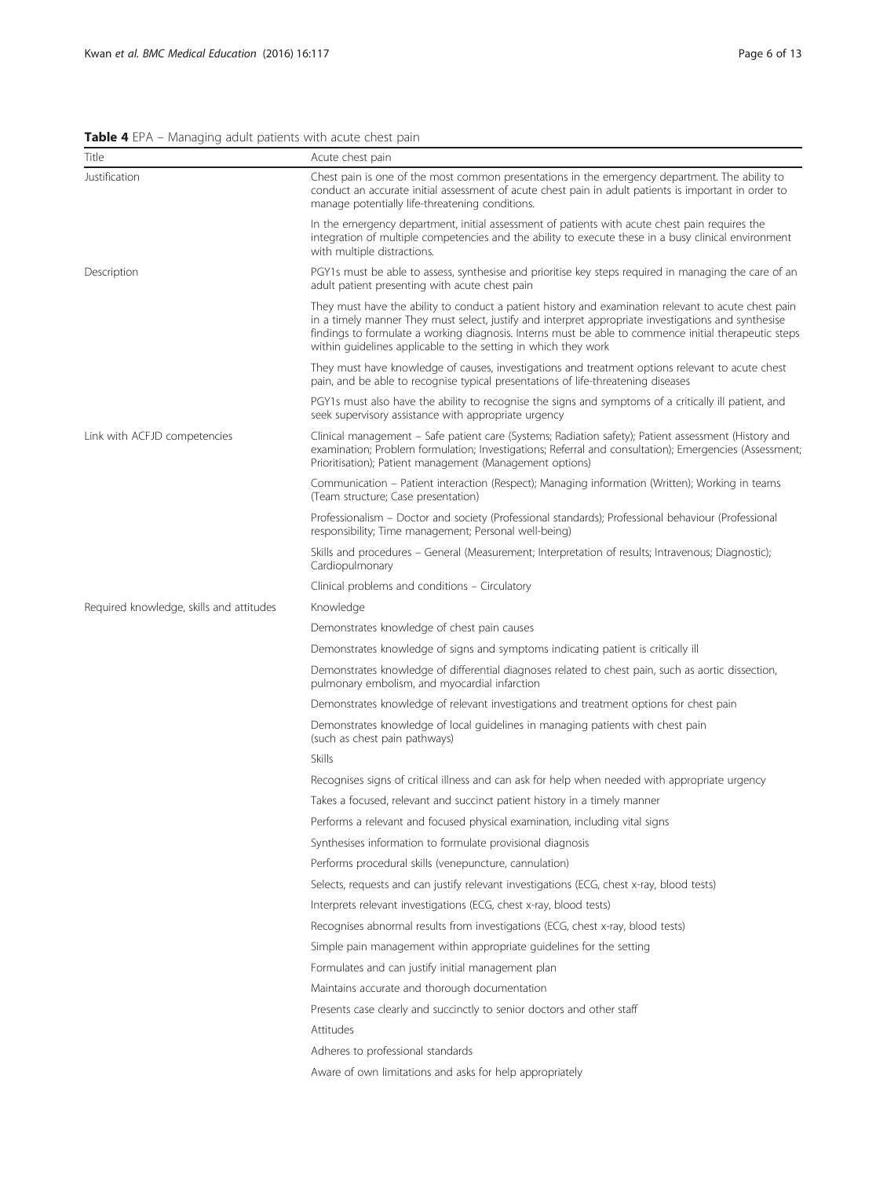**Table 4** EPA – Managing adult patients with acute chest pain

| Title | Acute chest pain |
| --- | --- |
| Justification | Chest pain is one of the most common presentations in the emergency department. The ability to conduct an accurate initial assessment of acute chest pain in adult patients is important in order to manage potentially life-threatening conditions. |
| | In the emergency department, initial assessment of patients with acute chest pain requires the integration of multiple competencies and the ability to execute these in a busy clinical environment with multiple distractions. |
| Description | PGY1s must be able to assess, synthesise and prioritise key steps required in managing the care of an adult patient presenting with acute chest pain |
| | They must have the ability to conduct a patient history and examination relevant to acute chest pain in a timely manner They must select, justify and interpret appropriate investigations and synthesise findings to formulate a working diagnosis. Interns must be able to commence initial therapeutic steps within guidelines applicable to the setting in which they work |
| | They must have knowledge of causes, investigations and treatment options relevant to acute chest pain, and be able to recognise typical presentations of life-threatening diseases |
| | PGY1s must also have the ability to recognise the signs and symptoms of a critically ill patient, and seek supervisory assistance with appropriate urgency |
| Link with ACFJD competencies | Clinical management – Safe patient care (Systems; Radiation safety); Patient assessment (History and examination; Problem formulation; Investigations; Referral and consultation); Emergencies (Assessment; Prioritisation); Patient management (Management options) |
| | Communication – Patient interaction (Respect); Managing information (Written); Working in teams (Team structure; Case presentation) |
| | Professionalism – Doctor and society (Professional standards); Professional behaviour (Professional responsibility; Time management; Personal well-being) |
| | Skills and procedures – General (Measurement; Interpretation of results; Intravenous; Diagnostic); Cardiopulmonary |
| | Clinical problems and conditions – Circulatory |
| Required knowledge, skills and attitudes | Knowledge |
| | Demonstrates knowledge of chest pain causes |
| | Demonstrates knowledge of signs and symptoms indicating patient is critically ill |
| | Demonstrates knowledge of differential diagnoses related to chest pain, such as aortic dissection, pulmonary embolism, and myocardial infarction |
| | Demonstrates knowledge of relevant investigations and treatment options for chest pain |
| | Demonstrates knowledge of local guidelines in managing patients with chest pain (such as chest pain pathways) |
| | Skills |
| | Recognises signs of critical illness and can ask for help when needed with appropriate urgency |
| | Takes a focused, relevant and succinct patient history in a timely manner |
| | Performs a relevant and focused physical examination, including vital signs |
| | Synthesises information to formulate provisional diagnosis |
| | Performs procedural skills (venepuncture, cannulation) |
| | Selects, requests and can justify relevant investigations (ECG, chest x-ray, blood tests) |
| | Interprets relevant investigations (ECG, chest x-ray, blood tests) |
| | Recognises abnormal results from investigations (ECG, chest x-ray, blood tests) |
| | Simple pain management within appropriate guidelines for the setting |
| | Formulates and can justify initial management plan |
| | Maintains accurate and thorough documentation |
| | Presents case clearly and succinctly to senior doctors and other staff |
| | Attitudes |
| | Adheres to professional standards |
| | Aware of own limitations and asks for help appropriately |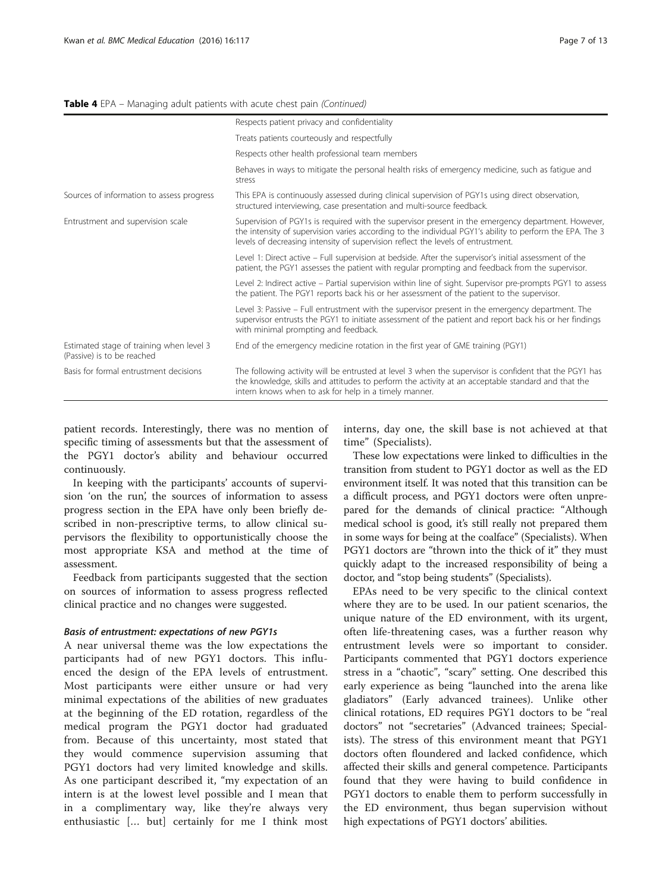**Table 4** EPA – Managing adult patients with acute chest pain *(Continued)*

| | |
|---|---|
| | Respects patient privacy and confidentiality |
| | Treats patients courteously and respectfully |
| | Respects other health professional team members |
| | Behaves in ways to mitigate the personal health risks of emergency medicine, such as fatigue and stress |
| Sources of information to assess progress | This EPA is continuously assessed during clinical supervision of PGY1s using direct observation, structured interviewing, case presentation and multi-source feedback. |
| Entrustment and supervision scale | Supervision of PGY1s is required with the supervisor present in the emergency department. However, the intensity of supervision varies according to the individual PGY1's ability to perform the EPA. The 3 levels of decreasing intensity of supervision reflect the levels of entrustment. |
| | Level 1: Direct active – Full supervision at bedside. After the supervisor's initial assessment of the patient, the PGY1 assesses the patient with regular prompting and feedback from the supervisor. |
| | Level 2: Indirect active – Partial supervision within line of sight. Supervisor pre-prompts PGY1 to assess the patient. The PGY1 reports back his or her assessment of the patient to the supervisor. |
| | Level 3: Passive – Full entrustment with the supervisor present in the emergency department. The supervisor entrusts the PGY1 to initiate assessment of the patient and report back his or her findings with minimal prompting and feedback. |
| Estimated stage of training when level 3 (Passive) is to be reached | End of the emergency medicine rotation in the first year of GME training (PGY1) |
| Basis for formal entrustment decisions | The following activity will be entrusted at level 3 when the supervisor is confident that the PGY1 has the knowledge, skills and attitudes to perform the activity at an acceptable standard and that the intern knows when to ask for help in a timely manner. |

patient records. Interestingly, there was no mention of specific timing of assessments but that the assessment of the PGY1 doctor's ability and behaviour occurred continuously.

In keeping with the participants' accounts of supervision 'on the run', the sources of information to assess progress section in the EPA have only been briefly described in non-prescriptive terms, to allow clinical supervisors the flexibility to opportunistically choose the most appropriate KSA and method at the time of assessment.

Feedback from participants suggested that the section on sources of information to assess progress reflected clinical practice and no changes were suggested.

#### *Basis of entrustment: expectations of new PGY1s*

A near universal theme was the low expectations the participants had of new PGY1 doctors. This influenced the design of the EPA levels of entrustment. Most participants were either unsure or had very minimal expectations of the abilities of new graduates at the beginning of the ED rotation, regardless of the medical program the PGY1 doctor had graduated from. Because of this uncertainty, most stated that they would commence supervision assuming that PGY1 doctors had very limited knowledge and skills. As one participant described it, "my expectation of an intern is at the lowest level possible and I mean that in a complimentary way, like they're always very enthusiastic [… but] certainly for me I think most interns, day one, the skill base is not achieved at that time" (Specialists).

These low expectations were linked to difficulties in the transition from student to PGY1 doctor as well as the ED environment itself. It was noted that this transition can be a difficult process, and PGY1 doctors were often unprepared for the demands of clinical practice: "Although medical school is good, it's still really not prepared them in some ways for being at the coalface" (Specialists). When PGY1 doctors are "thrown into the thick of it" they must quickly adapt to the increased responsibility of being a doctor, and "stop being students" (Specialists).

EPAs need to be very specific to the clinical context where they are to be used. In our patient scenarios, the unique nature of the ED environment, with its urgent, often life-threatening cases, was a further reason why entrustment levels were so important to consider. Participants commented that PGY1 doctors experience stress in a "chaotic", "scary" setting. One described this early experience as being "launched into the arena like gladiators" (Early advanced trainees). Unlike other clinical rotations, ED requires PGY1 doctors to be "real doctors" not "secretaries" (Advanced trainees; Specialists). The stress of this environment meant that PGY1 doctors often floundered and lacked confidence, which affected their skills and general competence. Participants found that they were having to build confidence in PGY1 doctors to enable them to perform successfully in the ED environment, thus began supervision without high expectations of PGY1 doctors' abilities.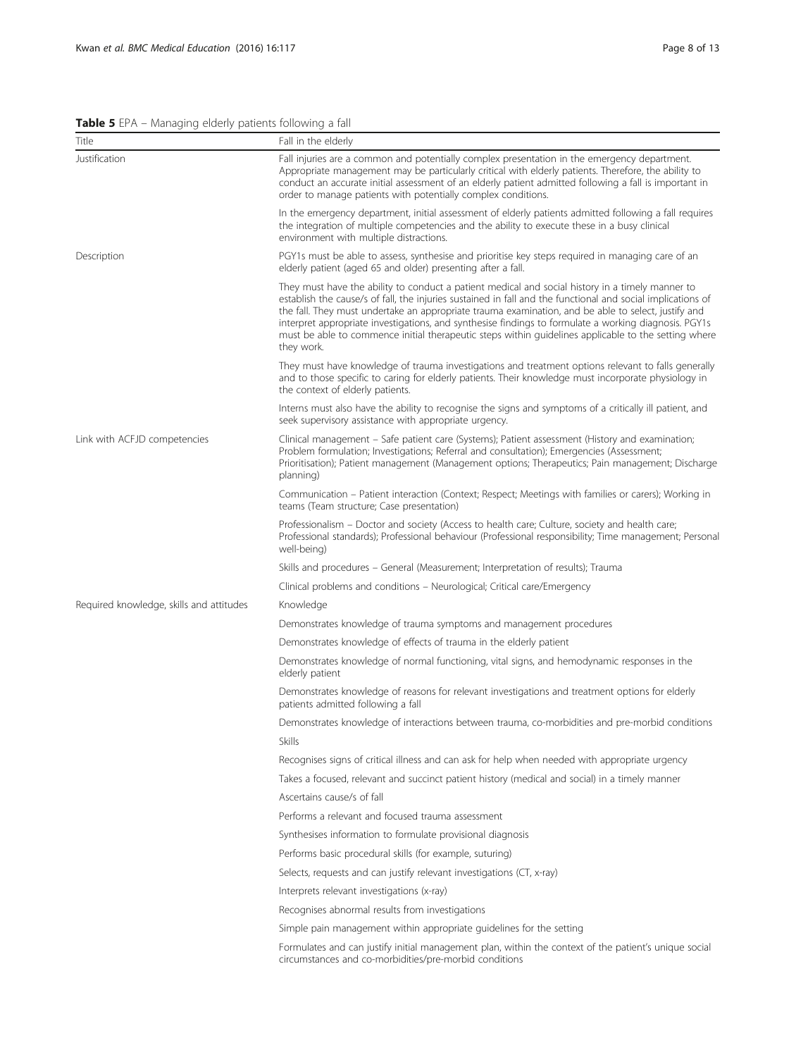**Table 5** EPA – Managing elderly patients following a fall

| Title | Fall in the elderly |
|---|---|
| Justification | Fall injuries are a common and potentially complex presentation in the emergency department. Appropriate management may be particularly critical with elderly patients. Therefore, the ability to conduct an accurate initial assessment of an elderly patient admitted following a fall is important in order to manage patients with potentially complex conditions. |
| | In the emergency department, initial assessment of elderly patients admitted following a fall requires the integration of multiple competencies and the ability to execute these in a busy clinical environment with multiple distractions. |
| Description | PGY1s must be able to assess, synthesise and prioritise key steps required in managing care of an elderly patient (aged 65 and older) presenting after a fall. |
| | They must have the ability to conduct a patient medical and social history in a timely manner to establish the cause/s of fall, the injuries sustained in fall and the functional and social implications of the fall. They must undertake an appropriate trauma examination, and be able to select, justify and interpret appropriate investigations, and synthesise findings to formulate a working diagnosis. PGY1s must be able to commence initial therapeutic steps within guidelines applicable to the setting where they work. |
| | They must have knowledge of trauma investigations and treatment options relevant to falls generally and to those specific to caring for elderly patients. Their knowledge must incorporate physiology in the context of elderly patients. |
| | Interns must also have the ability to recognise the signs and symptoms of a critically ill patient, and seek supervisory assistance with appropriate urgency. |
| Link with ACFJD competencies | Clinical management – Safe patient care (Systems); Patient assessment (History and examination; Problem formulation; Investigations; Referral and consultation); Emergencies (Assessment; Prioritisation); Patient management (Management options; Therapeutics; Pain management; Discharge planning) |
| | Communication – Patient interaction (Context; Respect; Meetings with families or carers); Working in teams (Team structure; Case presentation) |
| | Professionalism – Doctor and society (Access to health care; Culture, society and health care; Professional standards); Professional behaviour (Professional responsibility; Time management; Personal well-being) |
| | Skills and procedures – General (Measurement; Interpretation of results); Trauma |
| | Clinical problems and conditions – Neurological; Critical care/Emergency |
| Required knowledge, skills and attitudes | Knowledge |
| | Demonstrates knowledge of trauma symptoms and management procedures |
| | Demonstrates knowledge of effects of trauma in the elderly patient |
| | Demonstrates knowledge of normal functioning, vital signs, and hemodynamic responses in the elderly patient |
| | Demonstrates knowledge of reasons for relevant investigations and treatment options for elderly patients admitted following a fall |
| | Demonstrates knowledge of interactions between trauma, co-morbidities and pre-morbid conditions |
| | Skills |
| | Recognises signs of critical illness and can ask for help when needed with appropriate urgency |
| | Takes a focused, relevant and succinct patient history (medical and social) in a timely manner |
| | Ascertains cause/s of fall |
| | Performs a relevant and focused trauma assessment |
| | Synthesises information to formulate provisional diagnosis |
| | Performs basic procedural skills (for example, suturing) |
| | Selects, requests and can justify relevant investigations (CT, x-ray) |
| | Interprets relevant investigations (x-ray) |
| | Recognises abnormal results from investigations |
| | Simple pain management within appropriate guidelines for the setting |
| | Formulates and can justify initial management plan, within the context of the patient's unique social circumstances and co-morbidities/pre-morbid conditions |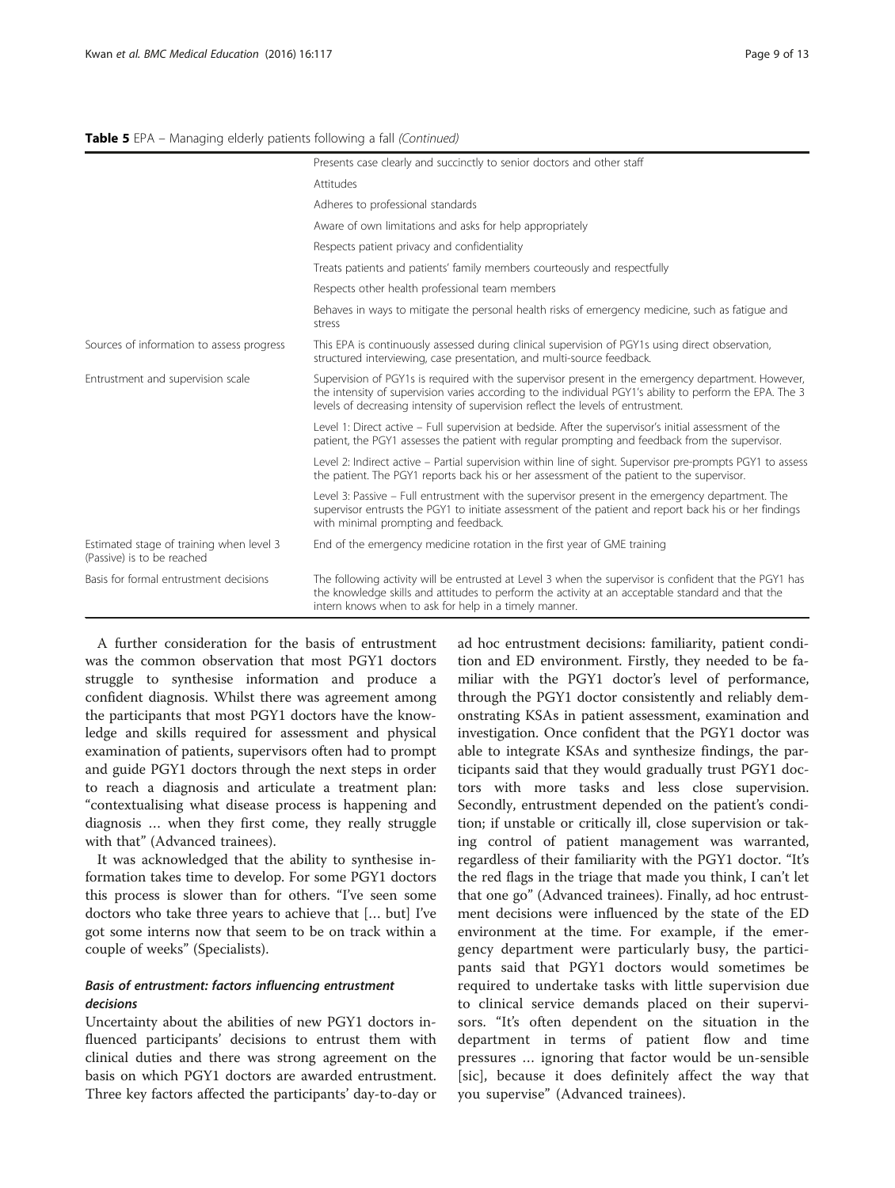**Table 5** EPA – Managing elderly patients following a fall *(Continued)*

| | |
|---|---|
| | Presents case clearly and succinctly to senior doctors and other staff |
| | Attitudes |
| | Adheres to professional standards |
| | Aware of own limitations and asks for help appropriately |
| | Respects patient privacy and confidentiality |
| | Treats patients and patients' family members courteously and respectfully |
| | Respects other health professional team members |
| | Behaves in ways to mitigate the personal health risks of emergency medicine, such as fatigue and stress |
| Sources of information to assess progress | This EPA is continuously assessed during clinical supervision of PGY1s using direct observation, structured interviewing, case presentation, and multi-source feedback. |
| Entrustment and supervision scale | Supervision of PGY1s is required with the supervisor present in the emergency department. However, the intensity of supervision varies according to the individual PGY1's ability to perform the EPA. The 3 levels of decreasing intensity of supervision reflect the levels of entrustment. |
| | Level 1: Direct active – Full supervision at bedside. After the supervisor's initial assessment of the patient, the PGY1 assesses the patient with regular prompting and feedback from the supervisor. |
| | Level 2: Indirect active – Partial supervision within line of sight. Supervisor pre-prompts PGY1 to assess the patient. The PGY1 reports back his or her assessment of the patient to the supervisor. |
| | Level 3: Passive – Full entrustment with the supervisor present in the emergency department. The supervisor entrusts the PGY1 to initiate assessment of the patient and report back his or her findings with minimal prompting and feedback. |
| Estimated stage of training when level 3 (Passive) is to be reached | End of the emergency medicine rotation in the first year of GME training |
| Basis for formal entrustment decisions | The following activity will be entrusted at Level 3 when the supervisor is confident that the PGY1 has the knowledge skills and attitudes to perform the activity at an acceptable standard and that the intern knows when to ask for help in a timely manner. |

A further consideration for the basis of entrustment was the common observation that most PGY1 doctors struggle to synthesise information and produce a confident diagnosis. Whilst there was agreement among the participants that most PGY1 doctors have the knowledge and skills required for assessment and physical examination of patients, supervisors often had to prompt and guide PGY1 doctors through the next steps in order to reach a diagnosis and articulate a treatment plan: "contextualising what disease process is happening and diagnosis … when they first come, they really struggle with that" (Advanced trainees).

It was acknowledged that the ability to synthesise information takes time to develop. For some PGY1 doctors this process is slower than for others. "I've seen some doctors who take three years to achieve that [… but] I've got some interns now that seem to be on track within a couple of weeks" (Specialists).

### *Basis of entrustment: factors influencing entrustment decisions*

Uncertainty about the abilities of new PGY1 doctors influenced participants' decisions to entrust them with clinical duties and there was strong agreement on the basis on which PGY1 doctors are awarded entrustment. Three key factors affected the participants' day-to-day or ad hoc entrustment decisions: familiarity, patient condition and ED environment. Firstly, they needed to be familiar with the PGY1 doctor's level of performance, through the PGY1 doctor consistently and reliably demonstrating KSAs in patient assessment, examination and investigation. Once confident that the PGY1 doctor was able to integrate KSAs and synthesize findings, the participants said that they would gradually trust PGY1 doctors with more tasks and less close supervision. Secondly, entrustment depended on the patient's condition; if unstable or critically ill, close supervision or taking control of patient management was warranted, regardless of their familiarity with the PGY1 doctor. "It's the red flags in the triage that made you think, I can't let that one go" (Advanced trainees). Finally, ad hoc entrustment decisions were influenced by the state of the ED environment at the time. For example, if the emergency department were particularly busy, the participants said that PGY1 doctors would sometimes be required to undertake tasks with little supervision due to clinical service demands placed on their supervisors. "It's often dependent on the situation in the department in terms of patient flow and time pressures … ignoring that factor would be un-sensible [sic], because it does definitely affect the way that you supervise" (Advanced trainees).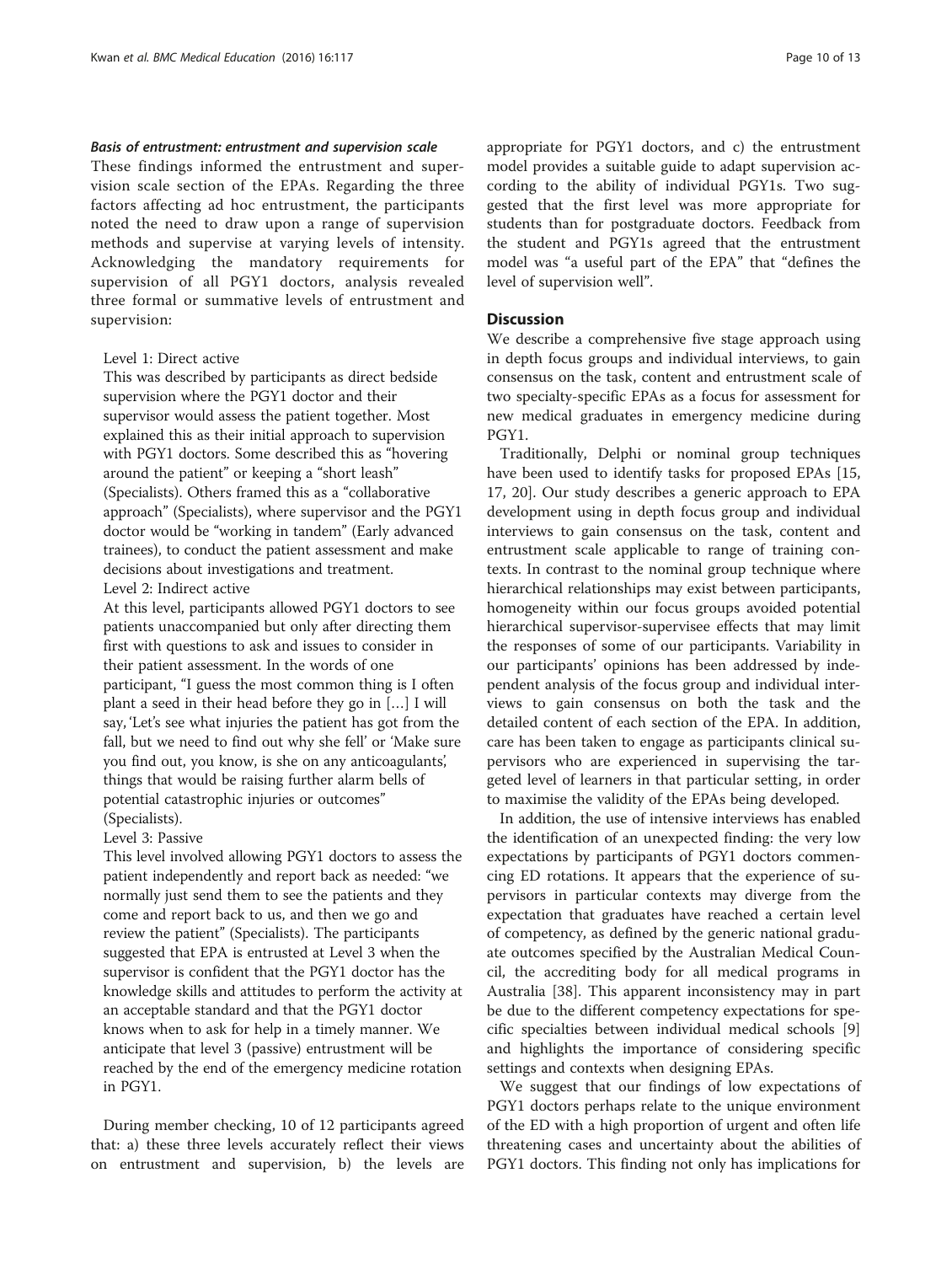#### *Basis of entrustment: entrustment and supervision scale*

These findings informed the entrustment and supervision scale section of the EPAs. Regarding the three factors affecting ad hoc entrustment, the participants noted the need to draw upon a range of supervision methods and supervise at varying levels of intensity. Acknowledging the mandatory requirements for supervision of all PGY1 doctors, analysis revealed three formal or summative levels of entrustment and supervision:

Level 1: Direct active

This was described by participants as direct bedside supervision where the PGY1 doctor and their supervisor would assess the patient together. Most explained this as their initial approach to supervision with PGY1 doctors. Some described this as "hovering around the patient" or keeping a "short leash" (Specialists). Others framed this as a "collaborative approach" (Specialists), where supervisor and the PGY1 doctor would be "working in tandem" (Early advanced trainees), to conduct the patient assessment and make decisions about investigations and treatment.

Level 2: Indirect active

At this level, participants allowed PGY1 doctors to see patients unaccompanied but only after directing them first with questions to ask and issues to consider in their patient assessment. In the words of one participant, "I guess the most common thing is I often plant a seed in their head before they go in […] I will say, 'Let's see what injuries the patient has got from the fall, but we need to find out why she fell' or 'Make sure you find out, you know, is she on any anticoagulants', things that would be raising further alarm bells of potential catastrophic injuries or outcomes" (Specialists).

Level 3: Passive

This level involved allowing PGY1 doctors to assess the patient independently and report back as needed: "we normally just send them to see the patients and they come and report back to us, and then we go and review the patient" (Specialists). The participants suggested that EPA is entrusted at Level 3 when the supervisor is confident that the PGY1 doctor has the knowledge skills and attitudes to perform the activity at an acceptable standard and that the PGY1 doctor knows when to ask for help in a timely manner. We anticipate that level 3 (passive) entrustment will be reached by the end of the emergency medicine rotation in PGY1.

During member checking, 10 of 12 participants agreed that: a) these three levels accurately reflect their views on entrustment and supervision, b) the levels are appropriate for PGY1 doctors, and c) the entrustment model provides a suitable guide to adapt supervision according to the ability of individual PGY1s. Two suggested that the first level was more appropriate for students than for postgraduate doctors. Feedback from the student and PGY1s agreed that the entrustment model was "a useful part of the EPA" that "defines the level of supervision well".

## Discussion

We describe a comprehensive five stage approach using in depth focus groups and individual interviews, to gain consensus on the task, content and entrustment scale of two specialty-specific EPAs as a focus for assessment for new medical graduates in emergency medicine during PGY1.

Traditionally, Delphi or nominal group techniques have been used to identify tasks for proposed EPAs [15, 17, 20]. Our study describes a generic approach to EPA development using in depth focus group and individual interviews to gain consensus on the task, content and entrustment scale applicable to range of training contexts. In contrast to the nominal group technique where hierarchical relationships may exist between participants, homogeneity within our focus groups avoided potential hierarchical supervisor-supervisee effects that may limit the responses of some of our participants. Variability in our participants' opinions has been addressed by independent analysis of the focus group and individual interviews to gain consensus on both the task and the detailed content of each section of the EPA. In addition, care has been taken to engage as participants clinical supervisors who are experienced in supervising the targeted level of learners in that particular setting, in order to maximise the validity of the EPAs being developed.

In addition, the use of intensive interviews has enabled the identification of an unexpected finding: the very low expectations by participants of PGY1 doctors commencing ED rotations. It appears that the experience of supervisors in particular contexts may diverge from the expectation that graduates have reached a certain level of competency, as defined by the generic national graduate outcomes specified by the Australian Medical Council, the accrediting body for all medical programs in Australia [38]. This apparent inconsistency may in part be due to the different competency expectations for specific specialties between individual medical schools [9] and highlights the importance of considering specific settings and contexts when designing EPAs.

We suggest that our findings of low expectations of PGY1 doctors perhaps relate to the unique environment of the ED with a high proportion of urgent and often life threatening cases and uncertainty about the abilities of PGY1 doctors. This finding not only has implications for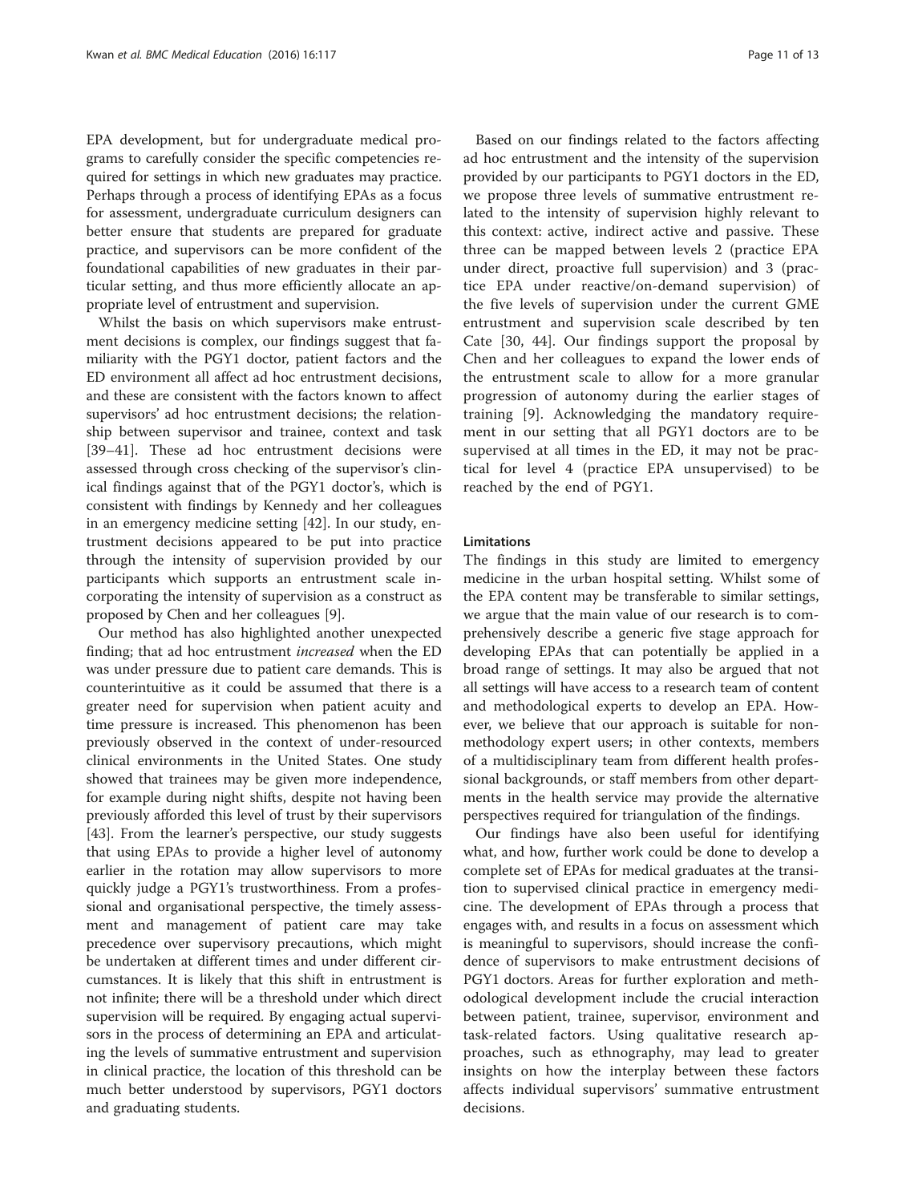EPA development, but for undergraduate medical programs to carefully consider the specific competencies required for settings in which new graduates may practice. Perhaps through a process of identifying EPAs as a focus for assessment, undergraduate curriculum designers can better ensure that students are prepared for graduate practice, and supervisors can be more confident of the foundational capabilities of new graduates in their particular setting, and thus more efficiently allocate an appropriate level of entrustment and supervision.

Whilst the basis on which supervisors make entrustment decisions is complex, our findings suggest that familiarity with the PGY1 doctor, patient factors and the ED environment all affect ad hoc entrustment decisions, and these are consistent with the factors known to affect supervisors' ad hoc entrustment decisions; the relationship between supervisor and trainee, context and task [39–41]. These ad hoc entrustment decisions were assessed through cross checking of the supervisor's clinical findings against that of the PGY1 doctor's, which is consistent with findings by Kennedy and her colleagues in an emergency medicine setting [42]. In our study, entrustment decisions appeared to be put into practice through the intensity of supervision provided by our participants which supports an entrustment scale incorporating the intensity of supervision as a construct as proposed by Chen and her colleagues [9].

Our method has also highlighted another unexpected finding; that ad hoc entrustment *increased* when the ED was under pressure due to patient care demands. This is counterintuitive as it could be assumed that there is a greater need for supervision when patient acuity and time pressure is increased. This phenomenon has been previously observed in the context of under-resourced clinical environments in the United States. One study showed that trainees may be given more independence, for example during night shifts, despite not having been previously afforded this level of trust by their supervisors [43]. From the learner's perspective, our study suggests that using EPAs to provide a higher level of autonomy earlier in the rotation may allow supervisors to more quickly judge a PGY1's trustworthiness. From a professional and organisational perspective, the timely assessment and management of patient care may take precedence over supervisory precautions, which might be undertaken at different times and under different circumstances. It is likely that this shift in entrustment is not infinite; there will be a threshold under which direct supervision will be required. By engaging actual supervisors in the process of determining an EPA and articulating the levels of summative entrustment and supervision in clinical practice, the location of this threshold can be much better understood by supervisors, PGY1 doctors and graduating students.

Based on our findings related to the factors affecting ad hoc entrustment and the intensity of the supervision provided by our participants to PGY1 doctors in the ED, we propose three levels of summative entrustment related to the intensity of supervision highly relevant to this context: active, indirect active and passive. These three can be mapped between levels 2 (practice EPA under direct, proactive full supervision) and 3 (practice EPA under reactive/on-demand supervision) of the five levels of supervision under the current GME entrustment and supervision scale described by ten Cate [30, 44]. Our findings support the proposal by Chen and her colleagues to expand the lower ends of the entrustment scale to allow for a more granular progression of autonomy during the earlier stages of training [9]. Acknowledging the mandatory requirement in our setting that all PGY1 doctors are to be supervised at all times in the ED, it may not be practical for level 4 (practice EPA unsupervised) to be reached by the end of PGY1.

### Limitations

The findings in this study are limited to emergency medicine in the urban hospital setting. Whilst some of the EPA content may be transferable to similar settings, we argue that the main value of our research is to comprehensively describe a generic five stage approach for developing EPAs that can potentially be applied in a broad range of settings. It may also be argued that not all settings will have access to a research team of content and methodological experts to develop an EPA. However, we believe that our approach is suitable for non-methodology expert users; in other contexts, members of a multidisciplinary team from different health professional backgrounds, or staff members from other departments in the health service may provide the alternative perspectives required for triangulation of the findings.

Our findings have also been useful for identifying what, and how, further work could be done to develop a complete set of EPAs for medical graduates at the transition to supervised clinical practice in emergency medicine. The development of EPAs through a process that engages with, and results in a focus on assessment which is meaningful to supervisors, should increase the confidence of supervisors to make entrustment decisions of PGY1 doctors. Areas for further exploration and methodological development include the crucial interaction between patient, trainee, supervisor, environment and task-related factors. Using qualitative research approaches, such as ethnography, may lead to greater insights on how the interplay between these factors affects individual supervisors' summative entrustment decisions.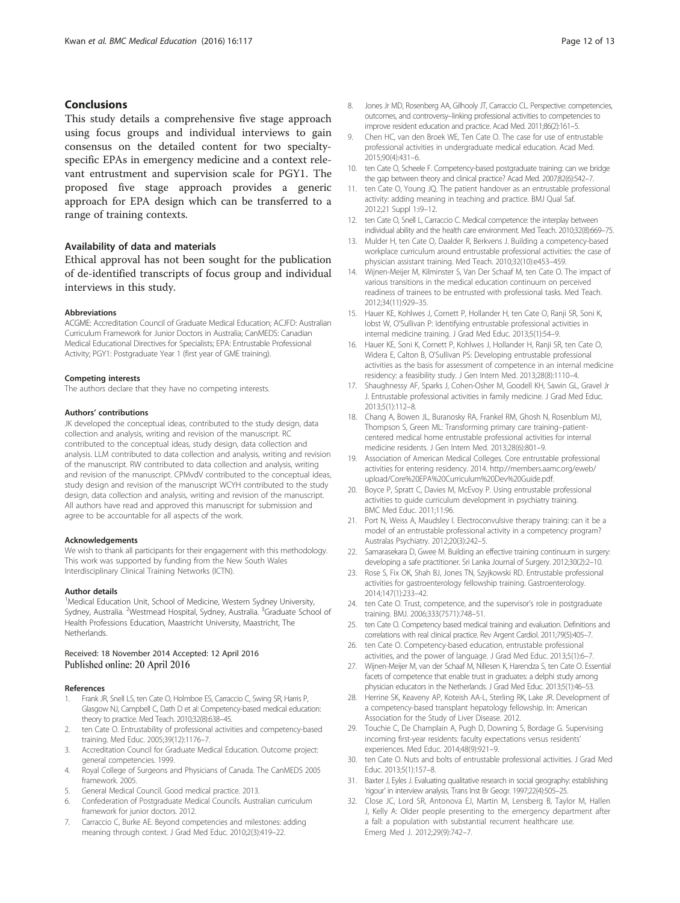## Conclusions

This study details a comprehensive five stage approach using focus groups and individual interviews to gain consensus on the detailed content for two specialty-specific EPAs in emergency medicine and a context relevant entrustment and supervision scale for PGY1. The proposed five stage approach provides a generic approach for EPA design which can be transferred to a range of training contexts.

### Availability of data and materials

Ethical approval has not been sought for the publication of de-identified transcripts of focus group and individual interviews in this study.

#### Abbreviations

ACGME: Accreditation Council of Graduate Medical Education; ACJFD: Australian Curriculum Framework for Junior Doctors in Australia; CanMEDS: Canadian Medical Educational Directives for Specialists; EPA: Entrustable Professional Activity; PGY1: Postgraduate Year 1 (first year of GME training).

#### Competing interests

The authors declare that they have no competing interests.

#### Authors' contributions

JK developed the conceptual ideas, contributed to the study design, data collection and analysis, writing and revision of the manuscript. RC contributed to the conceptual ideas, study design, data collection and analysis. LLM contributed to data collection and analysis, writing and revision of the manuscript. RW contributed to data collection and analysis, writing and revision of the manuscript. CPMvdV contributed to the conceptual ideas, study design and revision of the manuscript WCYH contributed to the study design, data collection and analysis, writing and revision of the manuscript. All authors have read and approved this manuscript for submission and agree to be accountable for all aspects of the work.

#### Acknowledgements

We wish to thank all participants for their engagement with this methodology. This work was supported by funding from the New South Wales Interdisciplinary Clinical Training Networks (ICTN).

#### Author details

[1]Medical Education Unit, School of Medicine, Western Sydney University, Sydney, Australia. [2]Westmead Hospital, Sydney, Australia. [3]Graduate School of Health Professions Education, Maastricht University, Maastricht, The Netherlands.

Received: 18 November 2014 Accepted: 12 April 2016
Published online: 20 April 2016

#### References

1. Frank JR, Snell LS, ten Cate O, Holmboe ES, Carraccio C, Swing SR, Harris P, Glasgow NJ, Campbell C, Dath D et al: Competency-based medical education: theory to practice. Med Teach. 2010;32(8):638–45.
2. ten Cate O. Entrustability of professional activities and competency-based training. Med Educ. 2005;39(12):1176–7.
3. Accreditation Council for Graduate Medical Education. Outcome project: general competencies. 1999.
4. Royal College of Surgeons and Physicians of Canada. The CanMEDS 2005 framework. 2005.
5. General Medical Council. Good medical practice. 2013.
6. Confederation of Postgraduate Medical Councils. Australian curriculum framework for junior doctors. 2012.
7. Carraccio C, Burke AE. Beyond competencies and milestones: adding meaning through context. J Grad Med Educ. 2010;2(3):419–22.
8. Jones Jr MD, Rosenberg AA, Gilhooly JT, Carraccio CL. Perspective: competencies, outcomes, and controversy–linking professional activities to competencies to improve resident education and practice. Acad Med. 2011;86(2):161–5.
9. Chen HC, van den Broek WE, Ten Cate O. The case for use of entrustable professional activities in undergraduate medical education. Acad Med. 2015;90(4):431–6.
10. ten Cate O, Scheele F. Competency-based postgraduate training: can we bridge the gap between theory and clinical practice? Acad Med. 2007;82(6):542–7.
11. ten Cate O, Young JQ. The patient handover as an entrustable professional activity: adding meaning in teaching and practice. BMJ Qual Saf. 2012;21 Suppl 1:i9–12.
12. ten Cate O, Snell L, Carraccio C. Medical competence: the interplay between individual ability and the health care environment. Med Teach. 2010;32(8):669–75.
13. Mulder H, ten Cate O, Daalder R, Berkvens J. Building a competency-based workplace curriculum around entrustable professional activities: the case of physician assistant training. Med Teach. 2010;32(10):e453–459.
14. Wijnen-Meijer M, Kilminster S, Van Der Schaaf M, ten Cate O. The impact of various transitions in the medical education continuum on perceived readiness of trainees to be entrusted with professional tasks. Med Teach. 2012;34(11):929–35.
15. Hauer KE, Kohlwes J, Cornett P, Hollander H, ten Cate O, Ranji SR, Soni K, Iobst W, O'Sullivan P: Identifying entrustable professional activities in internal medicine training. J Grad Med Educ. 2013;5(1):54–9.
16. Hauer KE, Soni K, Cornett P, Kohlwes J, Hollander H, Ranji SR, ten Cate O, Widera E, Calton B, O'Sullivan PS: Developing entrustable professional activities as the basis for assessment of competence in an internal medicine residency: a feasibility study. J Gen Intern Med. 2013;28(8):1110–4.
17. Shaughnessy AF, Sparks J, Cohen-Osher M, Goodell KH, Sawin GL, Gravel Jr J. Entrustable professional activities in family medicine. J Grad Med Educ. 2013;5(1):112–8.
18. Chang A, Bowen JL, Buranosky RA, Frankel RM, Ghosh N, Rosenblum MJ, Thompson S, Green ML: Transforming primary care training–patient-centered medical home entrustable professional activities for internal medicine residents. J Gen Intern Med. 2013;28(6):801–9.
19. Association of American Medical Colleges. Core entrustable professional activities for entering residency. 2014. http://members.aamc.org/eweb/upload/Core%20EPA%20Curriculum%20Dev%20Guide.pdf.
20. Boyce P, Spratt C, Davies M, McEvoy P. Using entrustable professional activities to guide curriculum development in psychiatry training. BMC Med Educ. 2011;11:96.
21. Port N, Weiss A, Maudsley I. Electroconvulsive therapy training: can it be a model of an entrustable professional activity in a competency program? Australas Psychiatry. 2012;20(3):242–5.
22. Samarasekara D, Gwee M. Building an effective training continuum in surgery: developing a safe practitioner. Sri Lanka Journal of Surgery. 2012;30(2):2–10.
23. Rose S, Fix OK, Shah BJ, Jones TN, Szyjkowski RD. Entrustable professional activities for gastroenterology fellowship training. Gastroenterology. 2014;147(1):233–42.
24. ten Cate O. Trust, competence, and the supervisor's role in postgraduate training. BMJ. 2006;333(7571):748–51.
25. ten Cate O. Competency based medical training and evaluation. Definitions and correlations with real clinical practice. Rev Argent Cardiol. 2011;79(5):405–7.
26. ten Cate O. Competency-based education, entrustable professional activities, and the power of language. J Grad Med Educ. 2013;5(1):6–7.
27. Wijnen-Meijer M, van der Schaaf M, Nillesen K, Harendza S, ten Cate O. Essential facets of competence that enable trust in graduates: a delphi study among physician educators in the Netherlands. J Grad Med Educ. 2013;5(1):46–53.
28. Herrine SK, Keaveny AP, Koteish AA-L, Sterling RK, Lake JR. Development of a competency-based transplant hepatology fellowship. In: American Association for the Study of Liver Disease. 2012.
29. Touchie C, De Champlain A, Pugh D, Downing S, Bordage G. Supervising incoming first-year residents: faculty expectations versus residents' experiences. Med Educ. 2014;48(9):921–9.
30. ten Cate O. Nuts and bolts of entrustable professional activities. J Grad Med Educ. 2013;5(1):157–8.
31. Baxter J, Eyles J. Evaluating qualitative research in social geography: establishing 'rigour' in interview analysis. Trans Inst Br Geogr. 1997;22(4):505–25.
32. Close JC, Lord SR, Antonova EJ, Martin M, Lensberg B, Taylor M, Hallen J, Kelly A: Older people presenting to the emergency department after a fall: a population with substantial recurrent healthcare use. Emerg Med J. 2012;29(9):742–7.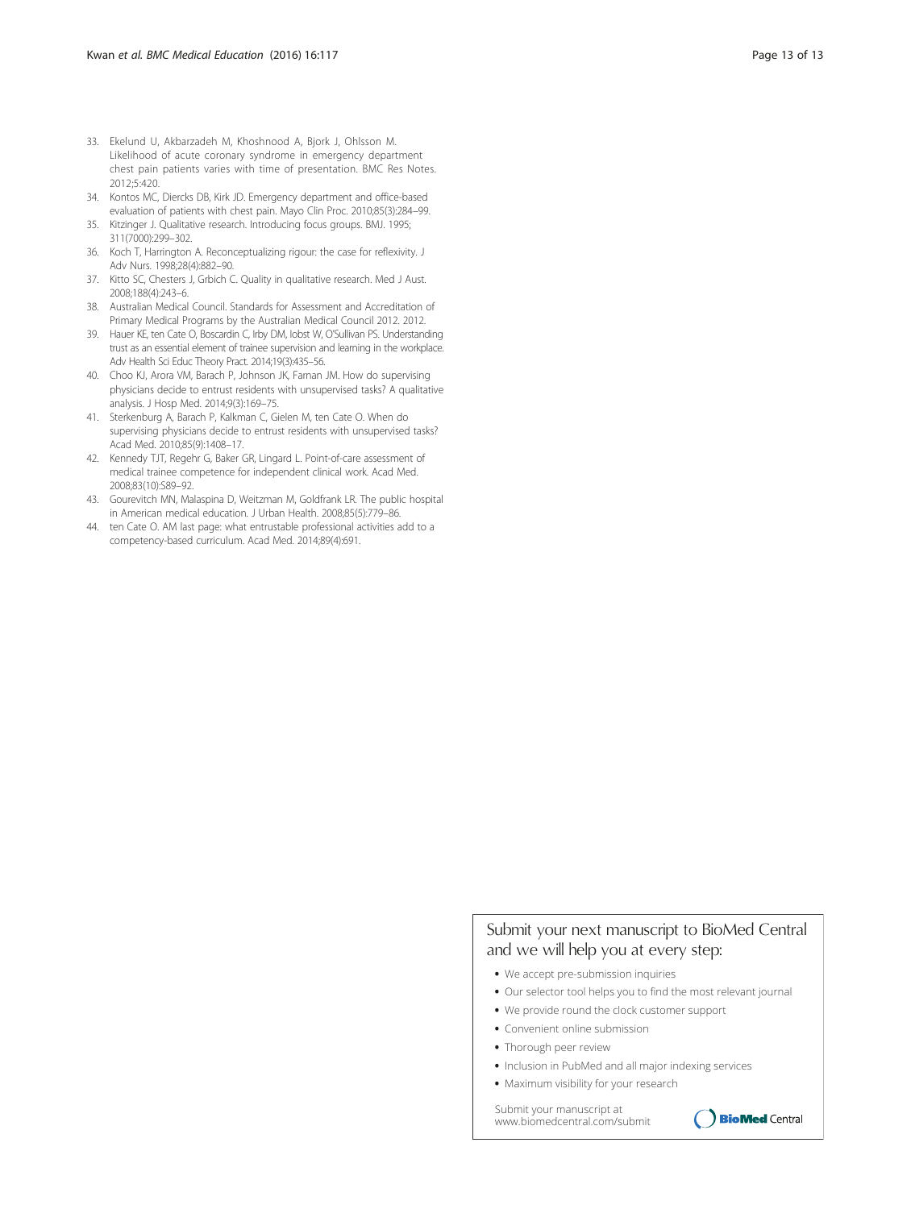33. Ekelund U, Akbarzadeh M, Khoshnood A, Bjork J, Ohlsson M. Likelihood of acute coronary syndrome in emergency department chest pain patients varies with time of presentation. BMC Res Notes. 2012;5:420.
34. Kontos MC, Diercks DB, Kirk JD. Emergency department and office-based evaluation of patients with chest pain. Mayo Clin Proc. 2010;85(3):284–99.
35. Kitzinger J. Qualitative research. Introducing focus groups. BMJ. 1995; 311(7000):299–302.
36. Koch T, Harrington A. Reconceptualizing rigour: the case for reflexivity. J Adv Nurs. 1998;28(4):882–90.
37. Kitto SC, Chesters J, Grbich C. Quality in qualitative research. Med J Aust. 2008;188(4):243–6.
38. Australian Medical Council. Standards for Assessment and Accreditation of Primary Medical Programs by the Australian Medical Council 2012. 2012.
39. Hauer KE, ten Cate O, Boscardin C, Irby DM, Iobst W, O'Sullivan PS. Understanding trust as an essential element of trainee supervision and learning in the workplace. Adv Health Sci Educ Theory Pract. 2014;19(3):435–56.
40. Choo KJ, Arora VM, Barach P, Johnson JK, Farnan JM. How do supervising physicians decide to entrust residents with unsupervised tasks? A qualitative analysis. J Hosp Med. 2014;9(3):169–75.
41. Sterkenburg A, Barach P, Kalkman C, Gielen M, ten Cate O. When do supervising physicians decide to entrust residents with unsupervised tasks? Acad Med. 2010;85(9):1408–17.
42. Kennedy TJT, Regehr G, Baker GR, Lingard L. Point-of-care assessment of medical trainee competence for independent clinical work. Acad Med. 2008;83(10):S89–92.
43. Gourevitch MN, Malaspina D, Weitzman M, Goldfrank LR. The public hospital in American medical education. J Urban Health. 2008;85(5):779–86.
44. ten Cate O. AM last page: what entrustable professional activities add to a competency-based curriculum. Acad Med. 2014;89(4):691.

Submit your next manuscript to BioMed Central and we will help you at every step:

- We accept pre-submission inquiries
- Our selector tool helps you to find the most relevant journal
- We provide round the clock customer support
- Convenient online submission
- Thorough peer review
- Inclusion in PubMed and all major indexing services
- Maximum visibility for your research

Submit your manuscript at www.biomedcentral.com/submit

BioMed Central